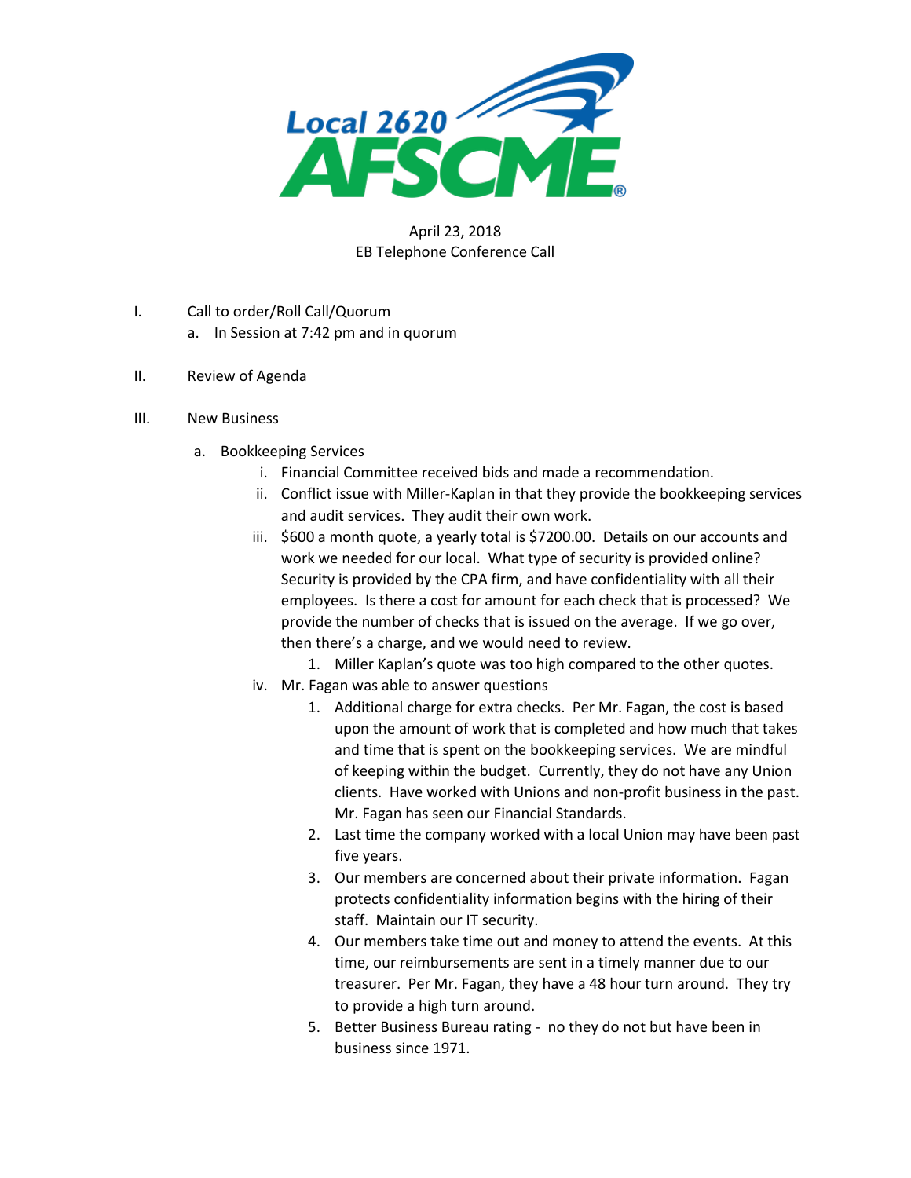Local 2620 AFSCME

April 23, 2018
EB Telephone Conference Call

I. Call to order/Roll Call/Quorum
   a. In Session at 7:42 pm and in quorum

II. Review of Agenda

III. New Business
   a. Bookkeeping Services
      i. Financial Committee received bids and made a recommendation.
      ii. Conflict issue with Miller-Kaplan in that they provide the bookkeeping services and audit services. They audit their own work.
      iii. $600 a month quote, a yearly total is $7200.00. Details on our accounts and work we needed for our local. What type of security is provided online? Security is provided by the CPA firm, and have confidentiality with all their employees. Is there a cost for amount for each check that is processed? We provide the number of checks that is issued on the average. If we go over, then there's a charge, and we would need to review.
         1. Miller Kaplan's quote was too high compared to the other quotes.
      iv. Mr. Fagan was able to answer questions
         1. Additional charge for extra checks. Per Mr. Fagan, the cost is based upon the amount of work that is completed and how much that takes and time that is spent on the bookkeeping services. We are mindful of keeping within the budget. Currently, they do not have any Union clients. Have worked with Unions and non-profit business in the past. Mr. Fagan has seen our Financial Standards.
         2. Last time the company worked with a local Union may have been past five years.
         3. Our members are concerned about their private information. Fagan protects confidentiality information begins with the hiring of their staff. Maintain our IT security.
         4. Our members take time out and money to attend the events. At this time, our reimbursements are sent in a timely manner due to our treasurer. Per Mr. Fagan, they have a 48 hour turn around. They try to provide a high turn around.
         5. Better Business Bureau rating - no they do not but have been in business since 1971.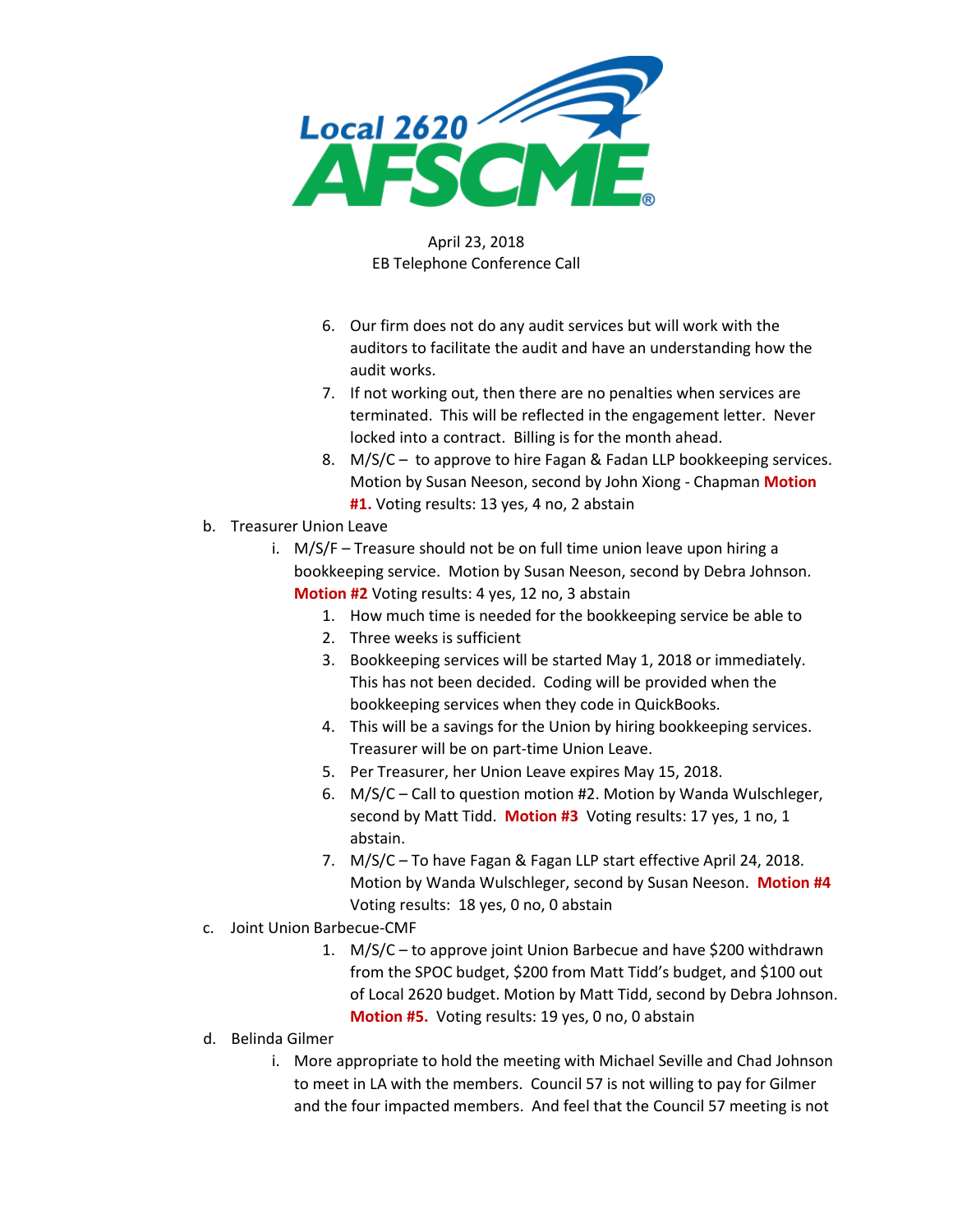April 23, 2018
EB Telephone Conference Call

6. Our firm does not do any audit services but will work with the auditors to facilitate the audit and have an understanding how the audit works.
7. If not working out, then there are no penalties when services are terminated. This will be reflected in the engagement letter. Never locked into a contract. Billing is for the month ahead.
8. M/S/C – to approve to hire Fagan & Fadan LLP bookkeeping services. Motion by Susan Neeson, second by John Xiong - Chapman **Motion #1.** Voting results: 13 yes, 4 no, 2 abstain

b. Treasurer Union Leave

   i. M/S/F – Treasure should not be on full time union leave upon hiring a bookkeeping service. Motion by Susan Neeson, second by Debra Johnson. **Motion #2** Voting results: 4 yes, 12 no, 3 abstain

      1. How much time is needed for the bookkeeping service be able to
      2. Three weeks is sufficient
      3. Bookkeeping services will be started May 1, 2018 or immediately. This has not been decided. Coding will be provided when the bookkeeping services when they code in QuickBooks.
      4. This will be a savings for the Union by hiring bookkeeping services. Treasurer will be on part-time Union Leave.
      5. Per Treasurer, her Union Leave expires May 15, 2018.
      6. M/S/C – Call to question motion #2. Motion by Wanda Wulschleger, second by Matt Tidd. **Motion #3** Voting results: 17 yes, 1 no, 1 abstain.
      7. M/S/C – To have Fagan & Fagan LLP start effective April 24, 2018. Motion by Wanda Wulschleger, second by Susan Neeson. **Motion #4** Voting results: 18 yes, 0 no, 0 abstain

c. Joint Union Barbecue-CMF

   1. M/S/C – to approve joint Union Barbecue and have $200 withdrawn from the SPOC budget, $200 from Matt Tidd's budget, and $100 out of Local 2620 budget. Motion by Matt Tidd, second by Debra Johnson. **Motion #5.** Voting results: 19 yes, 0 no, 0 abstain

d. Belinda Gilmer

   i. More appropriate to hold the meeting with Michael Seville and Chad Johnson to meet in LA with the members. Council 57 is not willing to pay for Gilmer and the four impacted members. And feel that the Council 57 meeting is not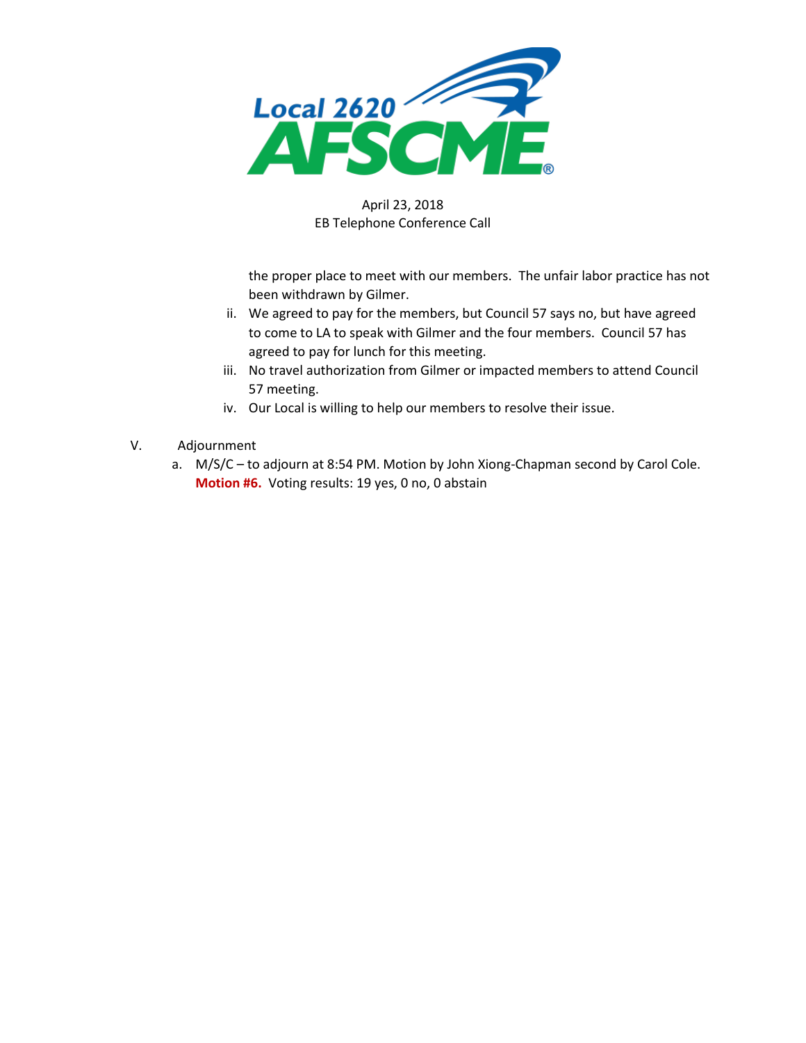April 23, 2018
EB Telephone Conference Call

the proper place to meet with our members. The unfair labor practice has not been withdrawn by Gilmer.

ii. We agreed to pay for the members, but Council 57 says no, but have agreed to come to LA to speak with Gilmer and the four members. Council 57 has agreed to pay for lunch for this meeting.

iii. No travel authorization from Gilmer or impacted members to attend Council 57 meeting.

iv. Our Local is willing to help our members to resolve their issue.

V. Adjournment

a. M/S/C – to adjourn at 8:54 PM. Motion by John Xiong-Chapman second by Carol Cole. **Motion #6.** Voting results: 19 yes, 0 no, 0 abstain